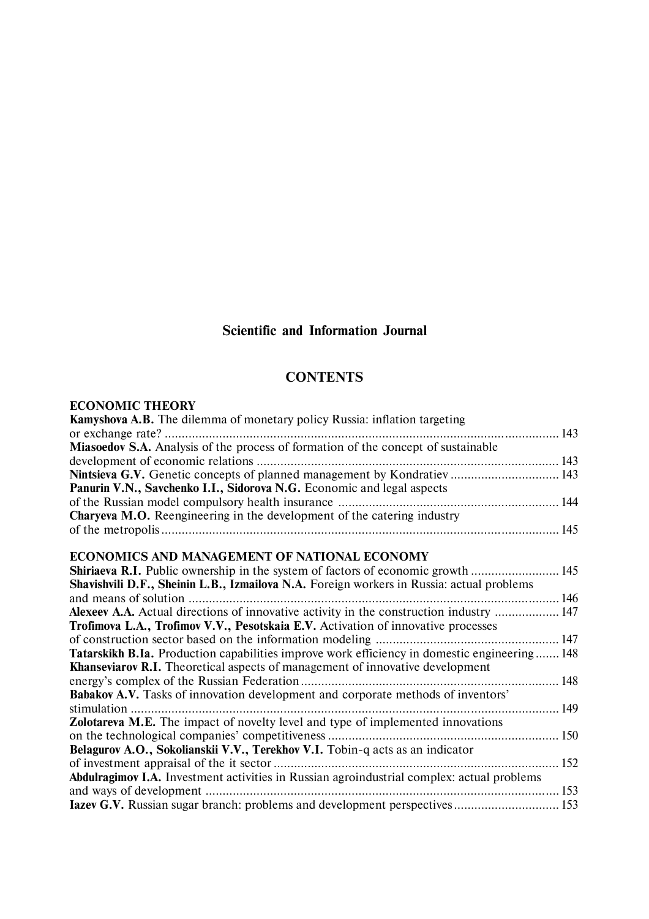## Scientific and Information Journal

## CONTENTS

### ECONOMIC THEORY

**Kamyshova A.B.** The dilemma of monetary policy Russia: inflation targeting or exchange rate? .......... 143

**Miasoedov S.A.** Analysis of the process of formation of the concept of sustainable development of economic relations .......... 143

**Nintsieva G.V.** Genetic concepts of planned management by Kondratiev .......... 143

**Panurin V.N., Savchenko I.I., Sidorova N.G.** Economic and legal aspects of the Russian model compulsory health insurance .......... 144

**Charyeva M.O.** Reengineering in the development of the catering industry of the metropolis .......... 145

### ECONOMICS AND MANAGEMENT OF NATIONAL ECONOMY

**Shiriaeva R.I.** Public ownership in the system of factors of economic growth .......... 145

**Shavishvili D.F., Sheinin L.B., Izmailova N.A.** Foreign workers in Russia: actual problems and means of solution .......... 146

**Alexeev A.A.** Actual directions of innovative activity in the construction industry .......... 147

**Trofimova L.A., Trofimov V.V., Pesotskaia E.V.** Activation of innovative processes of construction sector based on the information modeling .......... 147

**Tatarskikh B.Ia.** Production capabilities improve work efficiency in domestic engineering .......... 148

**Khanseviarov R.I.** Theoretical aspects of management of innovative development energy's complex of the Russian Federation .......... 148

**Babakov A.V.** Tasks of innovation development and corporate methods of inventors' stimulation .......... 149

**Zolotareva M.E.** The impact of novelty level and type of implemented innovations on the technological companies' competitiveness .......... 150

**Belagurov A.O., Sokolianskii V.V., Terekhov V.I.** Tobin-q acts as an indicator of investment appraisal of the it sector .......... 152

**Abdulragimov I.A.** Investment activities in Russian agroindustrial complex: actual problems and ways of development .......... 153

**Iazev G.V.** Russian sugar branch: problems and development perspectives .......... 153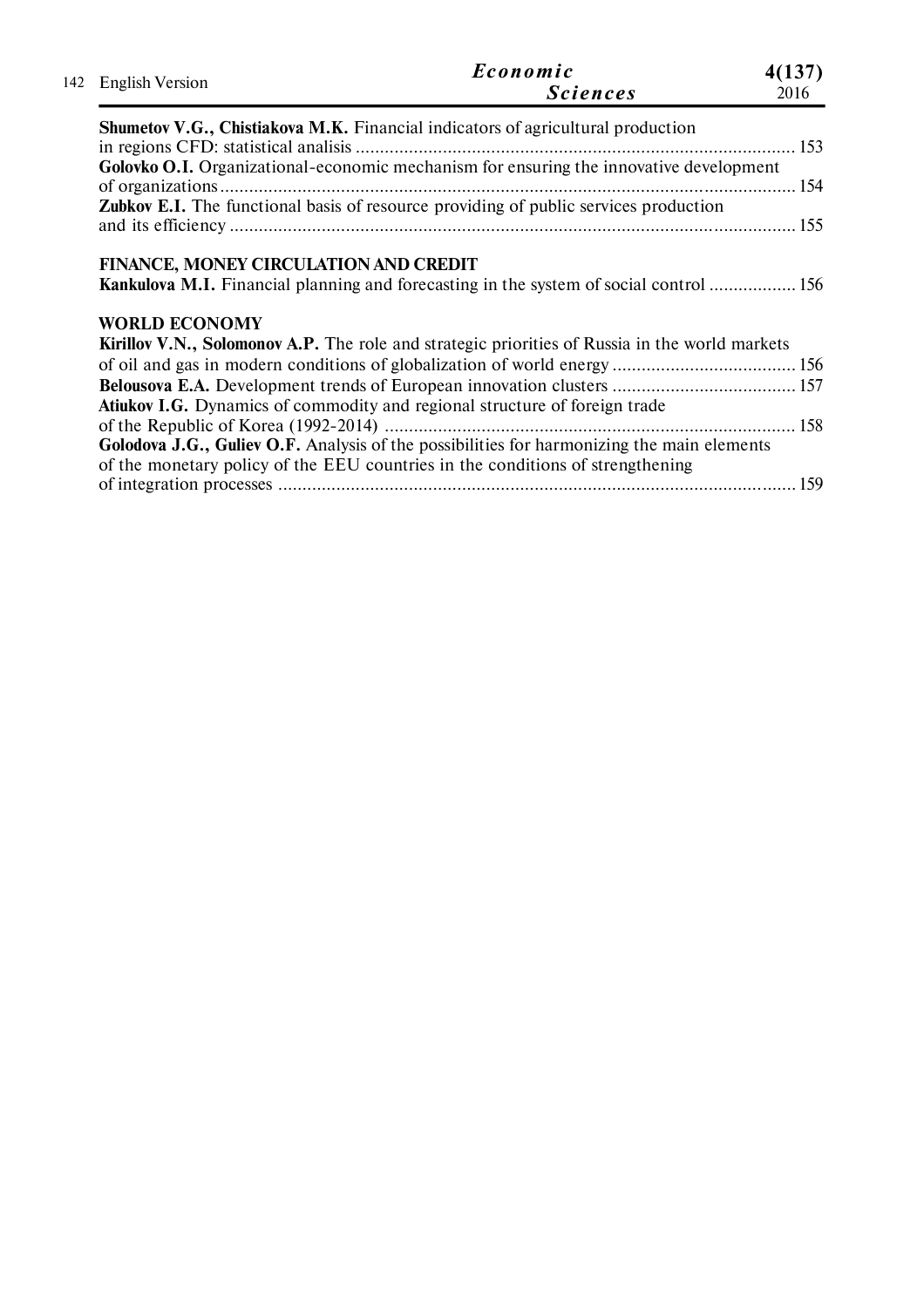**Shumetov V.G., Chistiakova M.K.** Financial indicators of agricultural production in regions CFD: statistical analisis ........................................................................................ 153

**Golovko O.I.** Organizational-economic mechanism for ensuring the innovative development of organizations ....................................................................................................................... 154

**Zubkov E.I.** The functional basis of resource providing of public services production and its efficiency ..................................................................................................................... 155

## FINANCE, MONEY CIRCULATION AND CREDIT

**Kankulova M.I.** Financial planning and forecasting in the system of social control .................. 156

## WORLD ECONOMY

**Kirillov V.N., Solomonov A.P.** The role and strategic priorities of Russia in the world markets of oil and gas in modern conditions of globalization of world energy ...................................... 156

**Belousova E.A.** Development trends of European innovation clusters ...................................... 157

**Atiukov I.G.** Dynamics of commodity and regional structure of foreign trade of the Republic of Korea (1992-2014) ..................................................................................... 158

**Golodova J.G., Guliev O.F.** Analysis of the possibilities for harmonizing the main elements of the monetary policy of the EEU countries in the conditions of strengthening of integration processes ........................................................................................................... 159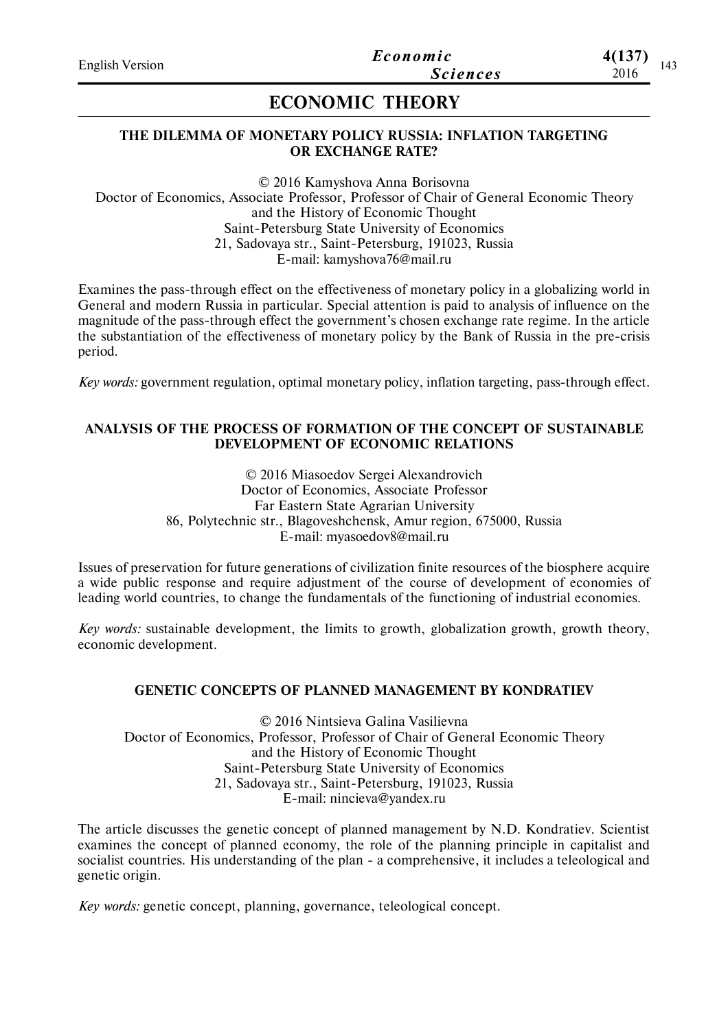# ECONOMIC THEORY

### THE DILEMMA OF MONETARY POLICY RUSSIA: INFLATION TARGETING OR EXCHANGE RATE?

© 2016 Kamyshova Anna Borisovna
Doctor of Economics, Associate Professor, Professor of Chair of General Economic Theory and the History of Economic Thought
Saint-Petersburg State University of Economics
21, Sadovaya str., Saint-Petersburg, 191023, Russia
E-mail: kamyshova76@mail.ru

Examines the pass-through effect on the effectiveness of monetary policy in a globalizing world in General and modern Russia in particular. Special attention is paid to analysis of influence on the magnitude of the pass-through effect the government's chosen exchange rate regime. In the article the substantiation of the effectiveness of monetary policy by the Bank of Russia in the pre-crisis period.

*Key words:* government regulation, optimal monetary policy, inflation targeting, pass-through effect.

### ANALYSIS OF THE PROCESS OF FORMATION OF THE CONCEPT OF SUSTAINABLE DEVELOPMENT OF ECONOMIC RELATIONS

© 2016 Miasoedov Sergei Alexandrovich
Doctor of Economics, Associate Professor
Far Eastern State Agrarian University
86, Polytechnic str., Blagoveshchensk, Amur region, 675000, Russia
E-mail: myasoedov8@mail.ru

Issues of preservation for future generations of civilization finite resources of the biosphere acquire a wide public response and require adjustment of the course of development of economies of leading world countries, to change the fundamentals of the functioning of industrial economies.

*Key words:* sustainable development, the limits to growth, globalization growth, growth theory, economic development.

### GENETIC CONCEPTS OF PLANNED MANAGEMENT BY KONDRATIEV

© 2016 Nintsieva Galina Vasilievna
Doctor of Economics, Professor, Professor of Chair of General Economic Theory and the History of Economic Thought
Saint-Petersburg State University of Economics
21, Sadovaya str., Saint-Petersburg, 191023, Russia
E-mail: nincieva@yandex.ru

The article discusses the genetic concept of planned management by N.D. Kondratiev. Scientist examines the concept of planned economy, the role of the planning principle in capitalist and socialist countries. His understanding of the plan - a comprehensive, it includes a teleological and genetic origin.

*Key words:* genetic concept, planning, governance, teleological concept.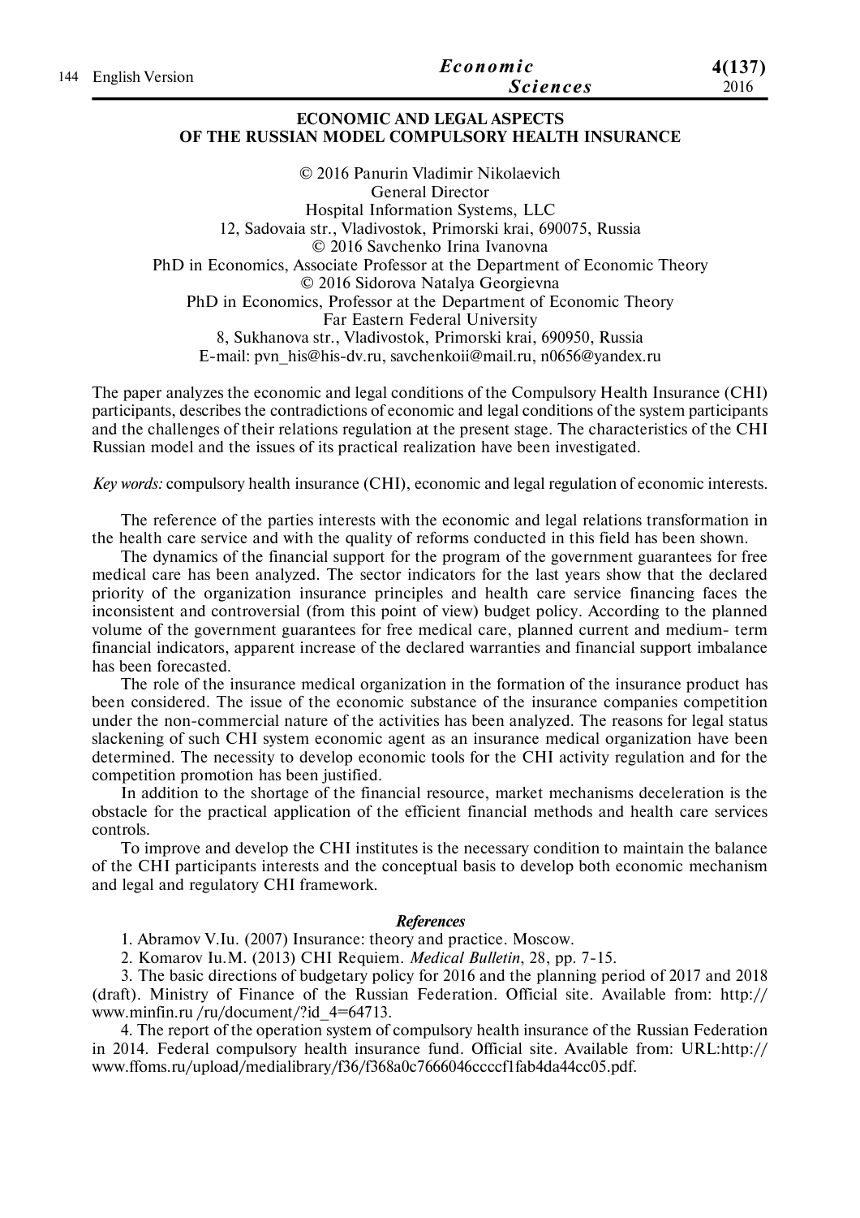## ECONOMIC AND LEGAL ASPECTS OF THE RUSSIAN MODEL COMPULSORY HEALTH INSURANCE

© 2016 Panurin Vladimir Nikolaevich
General Director
Hospital Information Systems, LLC
12, Sadovaia str., Vladivostok, Primorski krai, 690075, Russia
© 2016 Savchenko Irina Ivanovna
PhD in Economics, Associate Professor at the Department of Economic Theory
© 2016 Sidorova Natalya Georgievna
PhD in Economics, Professor at the Department of Economic Theory
Far Eastern Federal University
8, Sukhanova str., Vladivostok, Primorski krai, 690950, Russia
E-mail: pvn_his@his-dv.ru, savchenkoii@mail.ru, n0656@yandex.ru

The paper analyzes the economic and legal conditions of the Compulsory Health Insurance (CHI) participants, describes the contradictions of economic and legal conditions of the system participants and the challenges of their relations regulation at the present stage. The characteristics of the CHI Russian model and the issues of its practical realization have been investigated.

*Key words:* compulsory health insurance (CHI), economic and legal regulation of economic interests.

The reference of the parties interests with the economic and legal relations transformation in the health care service and with the quality of reforms conducted in this field has been shown.

The dynamics of the financial support for the program of the government guarantees for free medical care has been analyzed. The sector indicators for the last years show that the declared priority of the organization insurance principles and health care service financing faces the inconsistent and controversial (from this point of view) budget policy. According to the planned volume of the government guarantees for free medical care, planned current and medium- term financial indicators, apparent increase of the declared warranties and financial support imbalance has been forecasted.

The role of the insurance medical organization in the formation of the insurance product has been considered. The issue of the economic substance of the insurance companies competition under the non-commercial nature of the activities has been analyzed. The reasons for legal status slackening of such CHI system economic agent as an insurance medical organization have been determined. The necessity to develop economic tools for the CHI activity regulation and for the competition promotion has been justified.

In addition to the shortage of the financial resource, market mechanisms deceleration is the obstacle for the practical application of the efficient financial methods and health care services controls.

To improve and develop the CHI institutes is the necessary condition to maintain the balance of the CHI participants interests and the conceptual basis to develop both economic mechanism and legal and regulatory CHI framework.

### References

1. Abramov V.Iu. (2007) Insurance: theory and practice. Moscow.
2. Komarov Iu.M. (2013) CHI Requiem. *Medical Bulletin*, 28, pp. 7-15.
3. The basic directions of budgetary policy for 2016 and the planning period of 2017 and 2018 (draft). Ministry of Finance of the Russian Federation. Official site. Available from: http://www.minfin.ru /ru/document/?id_4=64713.
4. The report of the operation system of compulsory health insurance of the Russian Federation in 2014. Federal compulsory health insurance fund. Official site. Available from: URL:http://www.ffoms.ru/upload/medialibrary/f36/f368a0c7666046ccccf1fab4da44cc05.pdf.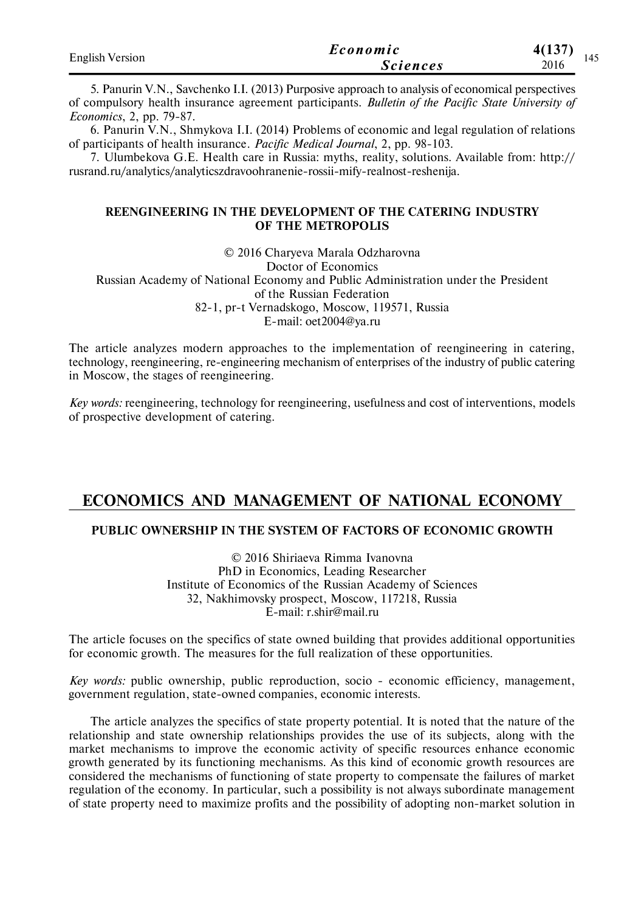5. Panurin V.N., Savchenko I.I. (2013) Purposive approach to analysis of economical perspectives of compulsory health insurance agreement participants. *Bulletin of the Pacific State University of Economics*, 2, pp. 79-87.

6. Panurin V.N., Shmykova I.I. (2014) Problems of economic and legal regulation of relations of participants of health insurance. *Pacific Medical Journal*, 2, pp. 98-103.

7. Ulumbekova G.E. Health care in Russia: myths, reality, solutions. Available from: http://rusrand.ru/analytics/analyticszdravoohranenie-rossii-mify-realnost-reshenija.

### REENGINEERING IN THE DEVELOPMENT OF THE CATERING INDUSTRY OF THE METROPOLIS

© 2016 Charyeva Marala Odzharovna
Doctor of Economics
Russian Academy of National Economy and Public Administration under the President of the Russian Federation
82-1, pr-t Vernadskogo, Moscow, 119571, Russia
E-mail: oet2004@ya.ru

The article analyzes modern approaches to the implementation of reengineering in catering, technology, reengineering, re-engineering mechanism of enterprises of the industry of public catering in Moscow, the stages of reengineering.

*Key words:* reengineering, technology for reengineering, usefulness and cost of interventions, models of prospective development of catering.

## ECONOMICS AND MANAGEMENT OF NATIONAL ECONOMY

### PUBLIC OWNERSHIP IN THE SYSTEM OF FACTORS OF ECONOMIC GROWTH

© 2016 Shiriaeva Rimma Ivanovna
PhD in Economics, Leading Researcher
Institute of Economics of the Russian Academy of Sciences
32, Nakhimovsky prospect, Moscow, 117218, Russia
E-mail: r.shir@mail.ru

The article focuses on the specifics of state owned building that provides additional opportunities for economic growth. The measures for the full realization of these opportunities.

*Key words:* public ownership, public reproduction, socio - economic efficiency, management, government regulation, state-owned companies, economic interests.

The article analyzes the specifics of state property potential. It is noted that the nature of the relationship and state ownership relationships provides the use of its subjects, along with the market mechanisms to improve the economic activity of specific resources enhance economic growth generated by its functioning mechanisms. As this kind of economic growth resources are considered the mechanisms of functioning of state property to compensate the failures of market regulation of the economy. In particular, such a possibility is not always subordinate management of state property need to maximize profits and the possibility of adopting non-market solution in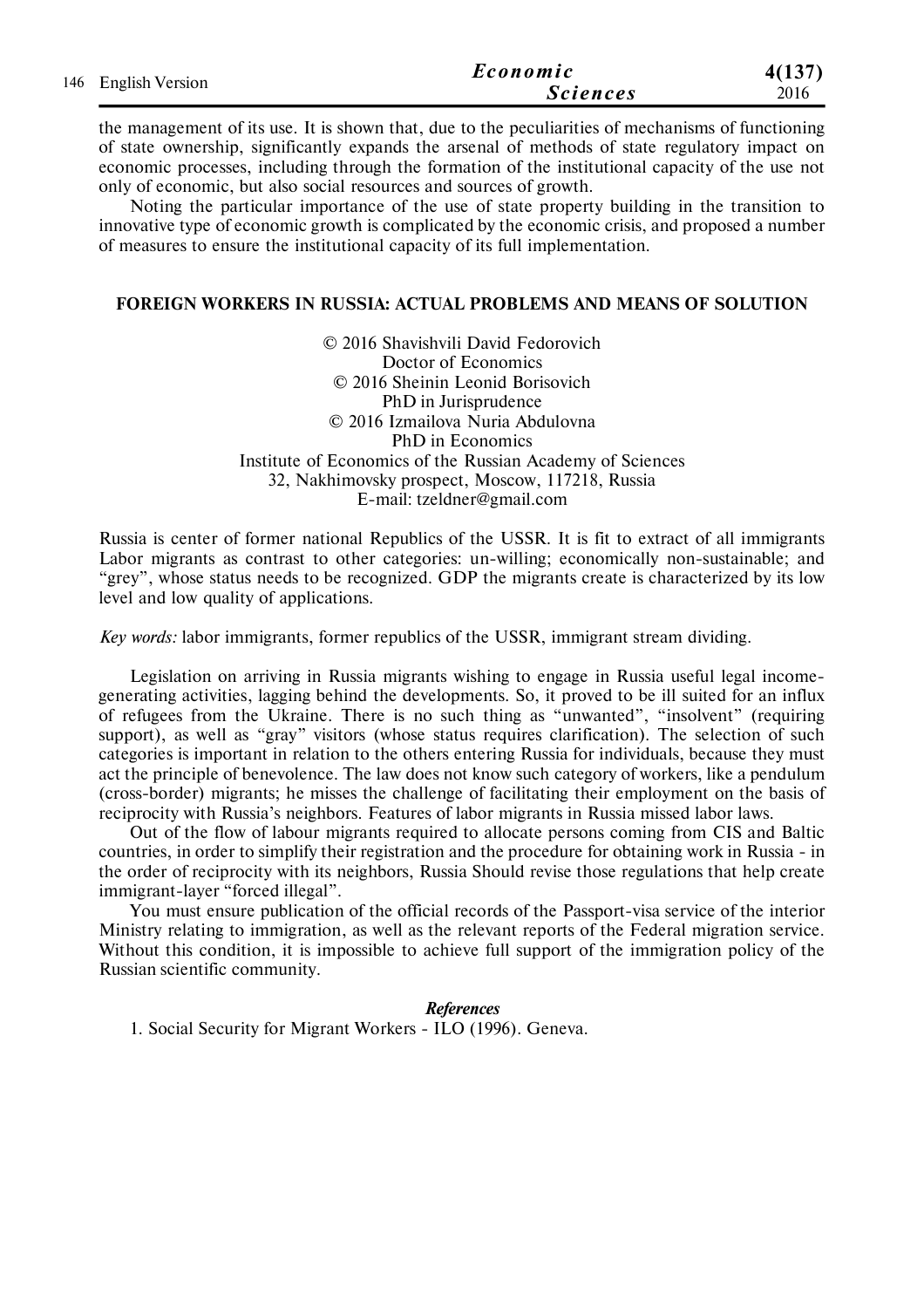the management of its use. It is shown that, due to the peculiarities of mechanisms of functioning of state ownership, significantly expands the arsenal of methods of state regulatory impact on economic processes, including through the formation of the institutional capacity of the use not only of economic, but also social resources and sources of growth.

Noting the particular importance of the use of state property building in the transition to innovative type of economic growth is complicated by the economic crisis, and proposed a number of measures to ensure the institutional capacity of its full implementation.

## FOREIGN WORKERS IN RUSSIA: ACTUAL PROBLEMS AND MEANS OF SOLUTION

© 2016 Shavishvili David Fedorovich
Doctor of Economics
© 2016 Sheinin Leonid Borisovich
PhD in Jurisprudence
© 2016 Izmailova Nuria Abdulovna
PhD in Economics
Institute of Economics of the Russian Academy of Sciences
32, Nakhimovsky prospect, Moscow, 117218, Russia
E-mail: tzeldner@gmail.com

Russia is center of former national Republics of the USSR. It is fit to extract of all immigrants Labor migrants as contrast to other categories: un-willing; economically non-sustainable; and "grey", whose status needs to be recognized. GDP the migrants create is characterized by its low level and low quality of applications.

*Key words:* labor immigrants, former republics of the USSR, immigrant stream dividing.

Legislation on arriving in Russia migrants wishing to engage in Russia useful legal income-generating activities, lagging behind the developments. So, it proved to be ill suited for an influx of refugees from the Ukraine. There is no such thing as "unwanted", "insolvent" (requiring support), as well as "gray" visitors (whose status requires clarification). The selection of such categories is important in relation to the others entering Russia for individuals, because they must act the principle of benevolence. The law does not know such category of workers, like a pendulum (cross-border) migrants; he misses the challenge of facilitating their employment on the basis of reciprocity with Russia's neighbors. Features of labor migrants in Russia missed labor laws.

Out of the flow of labour migrants required to allocate persons coming from CIS and Baltic countries, in order to simplify their registration and the procedure for obtaining work in Russia - in the order of reciprocity with its neighbors, Russia Should revise those regulations that help create immigrant-layer "forced illegal".

You must ensure publication of the official records of the Passport-visa service of the interior Ministry relating to immigration, as well as the relevant reports of the Federal migration service. Without this condition, it is impossible to achieve full support of the immigration policy of the Russian scientific community.

### *References*

1. Social Security for Migrant Workers - ILO (1996). Geneva.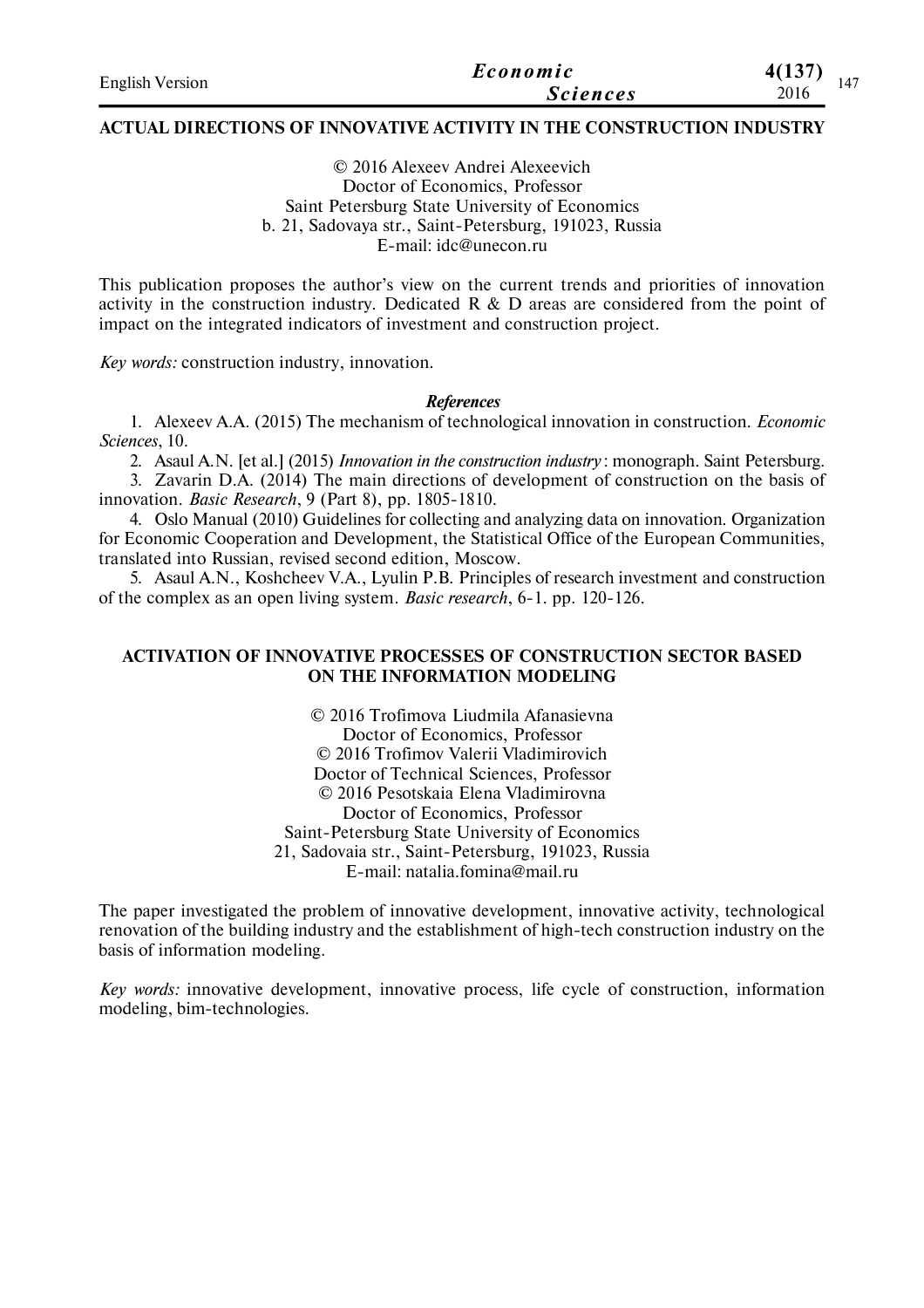## ACTUAL DIRECTIONS OF INNOVATIVE ACTIVITY IN THE CONSTRUCTION INDUSTRY

© 2016 Alexeev Andrei Alexeevich
Doctor of Economics, Professor
Saint Petersburg State University of Economics
b. 21, Sadovaya str., Saint-Petersburg, 191023, Russia
E-mail: idc@unecon.ru

This publication proposes the author's view on the current trends and priorities of innovation activity in the construction industry. Dedicated R & D areas are considered from the point of impact on the integrated indicators of investment and construction project.

*Key words:* construction industry, innovation.

***References***

1. Alexeev A.A. (2015) The mechanism of technological innovation in construction. *Economic Sciences*, 10.
2. Asaul A.N. [et al.] (2015) *Innovation in the construction industry*: monograph. Saint Petersburg.
3. Zavarin D.A. (2014) The main directions of development of construction on the basis of innovation. *Basic Research*, 9 (Part 8), pp. 1805-1810.
4. Oslo Manual (2010) Guidelines for collecting and analyzing data on innovation. Organization for Economic Cooperation and Development, the Statistical Office of the European Communities, translated into Russian, revised second edition, Moscow.
5. Asaul A.N., Koshcheev V.A., Lyulin P.B. Principles of research investment and construction of the complex as an open living system. *Basic research*, 6-1. pp. 120-126.

## ACTIVATION OF INNOVATIVE PROCESSES OF CONSTRUCTION SECTOR BASED ON THE INFORMATION MODELING

© 2016 Trofimova Liudmila Afanasievna
Doctor of Economics, Professor
© 2016 Trofimov Valerii Vladimirovich
Doctor of Technical Sciences, Professor
© 2016 Pesotskaia Elena Vladimirovna
Doctor of Economics, Professor
Saint-Petersburg State University of Economics
21, Sadovaia str., Saint-Petersburg, 191023, Russia
E-mail: natalia.fomina@mail.ru

The paper investigated the problem of innovative development, innovative activity, technological renovation of the building industry and the establishment of high-tech construction industry on the basis of information modeling.

*Key words:* innovative development, innovative process, life cycle of construction, information modeling, bim-technologies.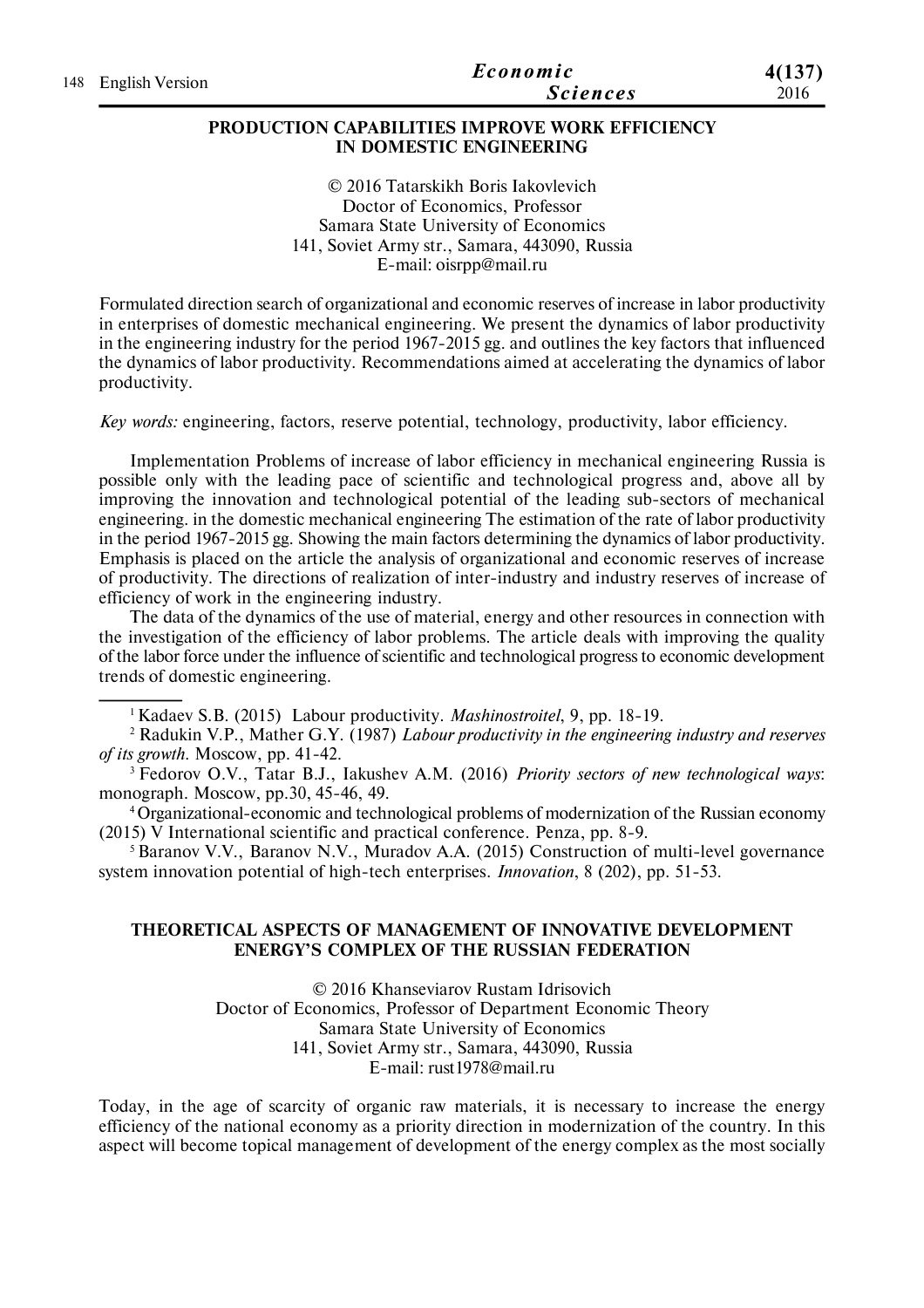## PRODUCTION CAPABILITIES IMPROVE WORK EFFICIENCY IN DOMESTIC ENGINEERING

© 2016 Tatarskikh Boris Iakovlevich
Doctor of Economics, Professor
Samara State University of Economics
141, Soviet Army str., Samara, 443090, Russia
E-mail: oisrpp@mail.ru

Formulated direction search of organizational and economic reserves of increase in labor productivity in enterprises of domestic mechanical engineering. We present the dynamics of labor productivity in the engineering industry for the period 1967-2015 gg. and outlines the key factors that influenced the dynamics of labor productivity. Recommendations aimed at accelerating the dynamics of labor productivity.

*Key words:* engineering, factors, reserve potential, technology, productivity, labor efficiency.

Implementation Problems of increase of labor efficiency in mechanical engineering Russia is possible only with the leading pace of scientific and technological progress and, above all by improving the innovation and technological potential of the leading sub-sectors of mechanical engineering. in the domestic mechanical engineering The estimation of the rate of labor productivity in the period 1967-2015 gg. Showing the main factors determining the dynamics of labor productivity. Emphasis is placed on the article the analysis of organizational and economic reserves of increase of productivity. The directions of realization of inter-industry and industry reserves of increase of efficiency of work in the engineering industry.

The data of the dynamics of the use of material, energy and other resources in connection with the investigation of the efficiency of labor problems. The article deals with improving the quality of the labor force under the influence of scientific and technological progress to economic development trends of domestic engineering.

---

[1] Kadaev S.B. (2015) Labour productivity. *Mashinostroitel*, 9, pp. 18-19.

[2] Radukin V.P., Mather G.Y. (1987) *Labour productivity in the engineering industry and reserves of its growth*. Moscow, pp. 41-42.

[3] Fedorov O.V., Tatar B.J., Iakushev A.M. (2016) *Priority sectors of new technological ways*: monograph. Moscow, pp.30, 45-46, 49.

[4] Organizational-economic and technological problems of modernization of the Russian economy (2015) V International scientific and practical conference. Penza, pp. 8-9.

[5] Baranov V.V., Baranov N.V., Muradov A.A. (2015) Construction of multi-level governance system innovation potential of high-tech enterprises. *Innovation*, 8 (202), pp. 51-53.

## THEORETICAL ASPECTS OF MANAGEMENT OF INNOVATIVE DEVELOPMENT ENERGY'S COMPLEX OF THE RUSSIAN FEDERATION

© 2016 Khanseviarov Rustam Idrisovich
Doctor of Economics, Professor of Department Economic Theory
Samara State University of Economics
141, Soviet Army str., Samara, 443090, Russia
E-mail: rust1978@mail.ru

Today, in the age of scarcity of organic raw materials, it is necessary to increase the energy efficiency of the national economy as a priority direction in modernization of the country. In this aspect will become topical management of development of the energy complex as the most socially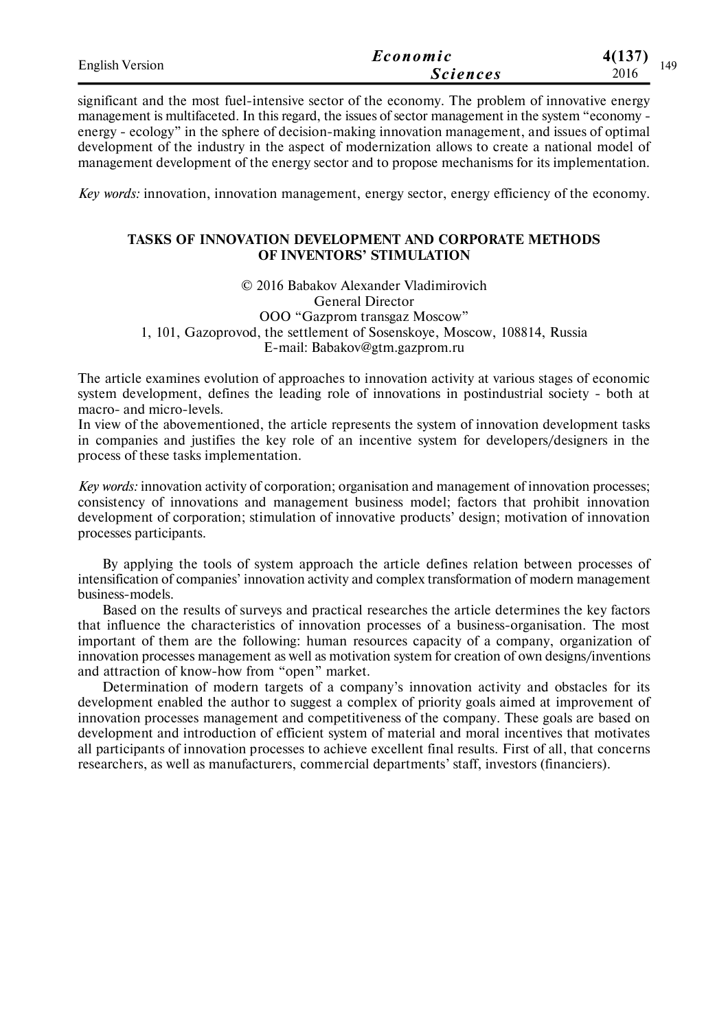significant and the most fuel-intensive sector of the economy. The problem of innovative energy management is multifaceted. In this regard, the issues of sector management in the system "economy - energy - ecology" in the sphere of decision-making innovation management, and issues of optimal development of the industry in the aspect of modernization allows to create a national model of management development of the energy sector and to propose mechanisms for its implementation.

*Key words:* innovation, innovation management, energy sector, energy efficiency of the economy.

## TASKS OF INNOVATION DEVELOPMENT AND CORPORATE METHODS OF INVENTORS' STIMULATION

© 2016 Babakov Alexander Vladimirovich
General Director
OOO "Gazprom transgaz Moscow"
1, 101, Gazoprovod, the settlement of Sosenskoye, Moscow, 108814, Russia
E-mail: Babakov@gtm.gazprom.ru

The article examines evolution of approaches to innovation activity at various stages of economic system development, defines the leading role of innovations in postindustrial society - both at macro- and micro-levels.
In view of the abovementioned, the article represents the system of innovation development tasks in companies and justifies the key role of an incentive system for developers/designers in the process of these tasks implementation.

*Key words:* innovation activity of corporation; organisation and management of innovation processes; consistency of innovations and management business model; factors that prohibit innovation development of corporation; stimulation of innovative products' design; motivation of innovation processes participants.

By applying the tools of system approach the article defines relation between processes of intensification of companies' innovation activity and complex transformation of modern management business-models.

Based on the results of surveys and practical researches the article determines the key factors that influence the characteristics of innovation processes of a business-organisation. The most important of them are the following: human resources capacity of a company, organization of innovation processes management as well as motivation system for creation of own designs/inventions and attraction of know-how from "open" market.

Determination of modern targets of a company's innovation activity and obstacles for its development enabled the author to suggest a complex of priority goals aimed at improvement of innovation processes management and competitiveness of the company. These goals are based on development and introduction of efficient system of material and moral incentives that motivates all participants of innovation processes to achieve excellent final results. First of all, that concerns researchers, as well as manufacturers, commercial departments' staff, investors (financiers).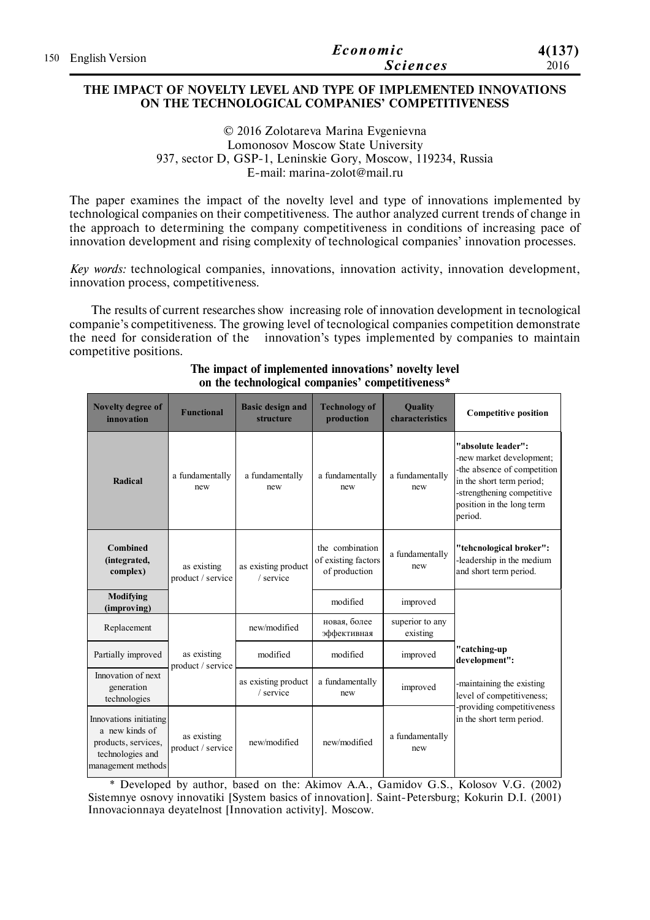# THE IMPACT OF NOVELTY LEVEL AND TYPE OF IMPLEMENTED INNOVATIONS ON THE TECHNOLOGICAL COMPANIES' COMPETITIVENESS

© 2016 Zolotareva Marina Evgenievna
Lomonosov Moscow State University
937, sector D, GSP-1, Leninskie Gory, Moscow, 119234, Russia
E-mail: marina-zolot@mail.ru

The paper examines the impact of the novelty level and type of innovations implemented by technological companies on their competitiveness. The author analyzed current trends of change in the approach to determining the company competitiveness in conditions of increasing pace of innovation development and rising complexity of technological companies' innovation processes.

*Key words:* technological companies, innovations, innovation activity, innovation development, innovation process, competitiveness.

The results of current researches show increasing role of innovation development in tecnological companie's competitiveness. The growing level of tecnological companies competition demonstrate the need for consideration of the innovation's types implemented by companies to maintain competitive positions.

**The impact of implemented innovations' novelty level on the technological companies' competitiveness***

| Novelty degree of innovation | Functional | Basic design and structure | Technology of production | Quality characteristics | Competitive position |
|---|---|---|---|---|---|
| **Radical** | a fundamentally new | a fundamentally new | a fundamentally new | a fundamentally new | **"absolute leader":** -new market development; -the absence of competition in the short term period; -strengthening competitive position in the long term period. |
| **Combined (integrated, complex)** | as existing product / service | as existing product / service | the combination of existing factors of production | a fundamentally new | **"tehcnological broker":** -leadership in the medium and short term period. |
| **Modifying (improving)** | | | modified | improved | **"catching-up development":** -maintaining the existing level of competitiveness; -providing competitiveness in the short term period. |
| Replacement | as existing product / service | new/modified | новая, более эффективная | superior to any existing | |
| Partially improved | | modified | modified | improved | |
| Innovation of next generation technologies | | as existing product / service | a fundamentally new | improved | |
| Innovations initiating a new kinds of products, services, technologies and management methods | as existing product / service | new/modified | new/modified | a fundamentally new | |

\* Developed by author, based on the: Akimov A.A., Gamidov G.S., Kolosov V.G. (2002) Sistemnye osnovy innovatiki [System basics of innovation]. Saint-Petersburg; Kokurin D.I. (2001) Innovacionnaya deyatelnost [Innovation activity]. Moscow.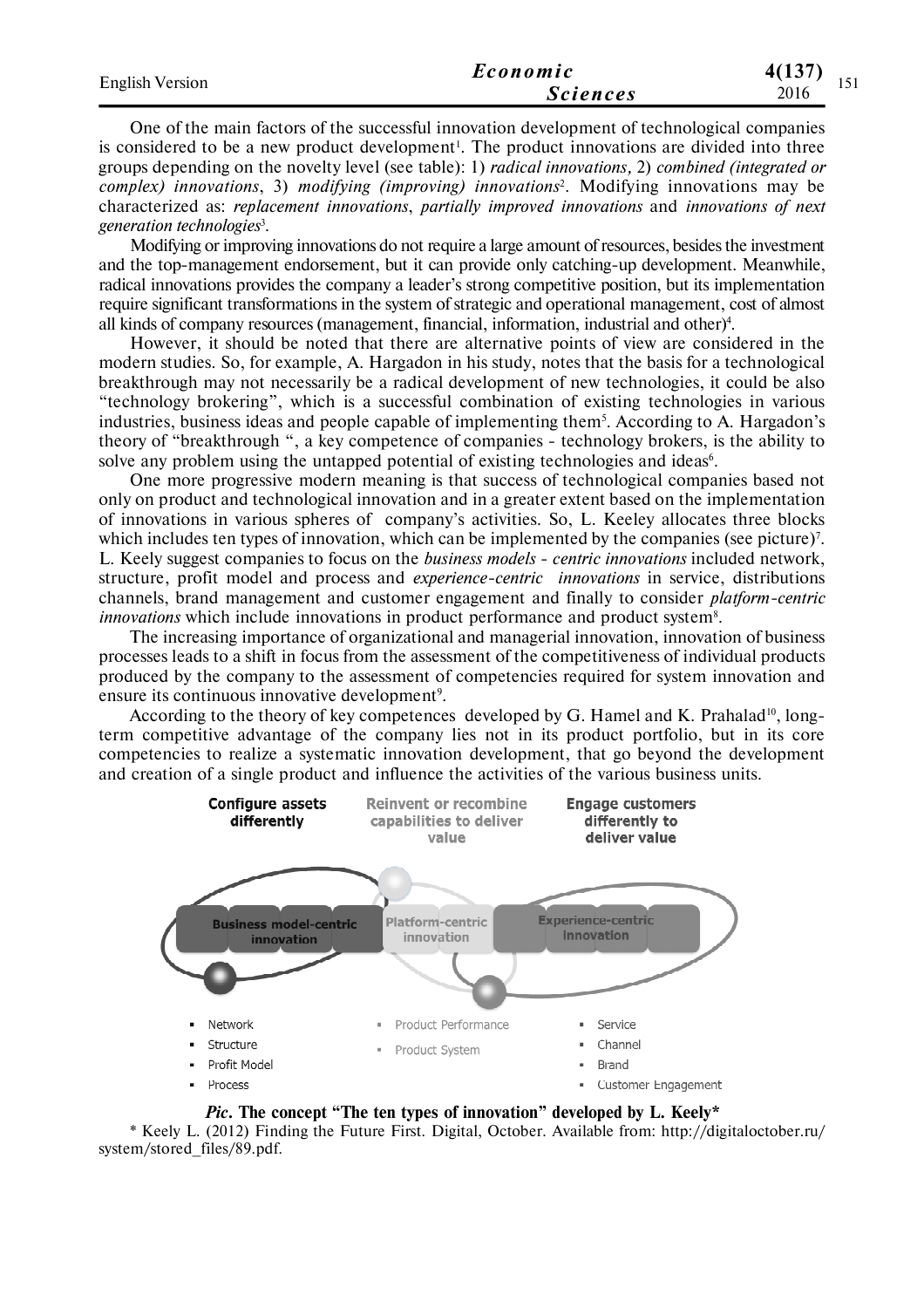One of the main factors of the successful innovation development of technological companies is considered to be a new product development[1]. The product innovations are divided into three groups depending on the novelty level (see table): 1) *radical innovations,* 2) *combined (integrated or complex) innovations*, 3) *modifying (improving) innovations*[2]. Modifying innovations may be characterized as: *replacement innovations*, *partially improved innovations* and *innovations of next generation technologies*[3].

Modifying or improving innovations do not require a large amount of resources, besides the investment and the top-management endorsement, but it can provide only catching-up development. Meanwhile, radical innovations provides the company a leader's strong competitive position, but its implementation require significant transformations in the system of strategic and operational management, cost of almost all kinds of company resources (management, financial, information, industrial and other)[4].

However, it should be noted that there are alternative points of view are considered in the modern studies. So, for example, A. Hargadon in his study, notes that the basis for a technological breakthrough may not necessarily be a radical development of new technologies, it could be also "technology brokering", which is a successful combination of existing technologies in various industries, business ideas and people capable of implementing them[5]. According to A. Hargadon's theory of "breakthrough ", a key competence of companies - technology brokers, is the ability to solve any problem using the untapped potential of existing technologies and ideas[6].

One more progressive modern meaning is that success of technological companies based not only on product and technological innovation and in a greater extent based on the implementation of innovations in various spheres of company's activities. So, L. Keeley allocates three blocks which includes ten types of innovation, which can be implemented by the companies (see picture)[7]. L. Keely suggest companies to focus on the *business models - centric innovations* included network, structure, profit model and process and *experience-centric innovations* in service, distributions channels, brand management and customer engagement and finally to consider *platform-centric innovations* which include innovations in product performance and product system[8].

The increasing importance of organizational and managerial innovation, innovation of business processes leads to a shift in focus from the assessment of the competitiveness of individual products produced by the company to the assessment of competencies required for system innovation and ensure its continuous innovative development[9].

According to the theory of key competences developed by G. Hamel and K. Prahalad[10], long-term competitive advantage of the company lies not in its product portfolio, but in its core competencies to realize a systematic innovation development, that go beyond the development and creation of a single product and influence the activities of the various business units.

| Configure assets differently | Reinvent or recombine capabilities to deliver value | Engage customers differently to deliver value |
|---|---|---|
| Business model-centric innovation | Platform-centric innovation | Experience-centric innovation |
| ▪ Network | ▪ Product Performance | ▪ Service |
| ▪ Structure | ▪ Product System | ▪ Channel |
| ▪ Profit Model | | ▪ Brand |
| ▪ Process | | ▪ Customer Engagement |

***Pic*. The concept "The ten types of innovation" developed by L. Keely\***

\* Keely L. (2012) Finding the Future First. Digital, October. Available from: http://digitaloctober.ru/system/stored_files/89.pdf.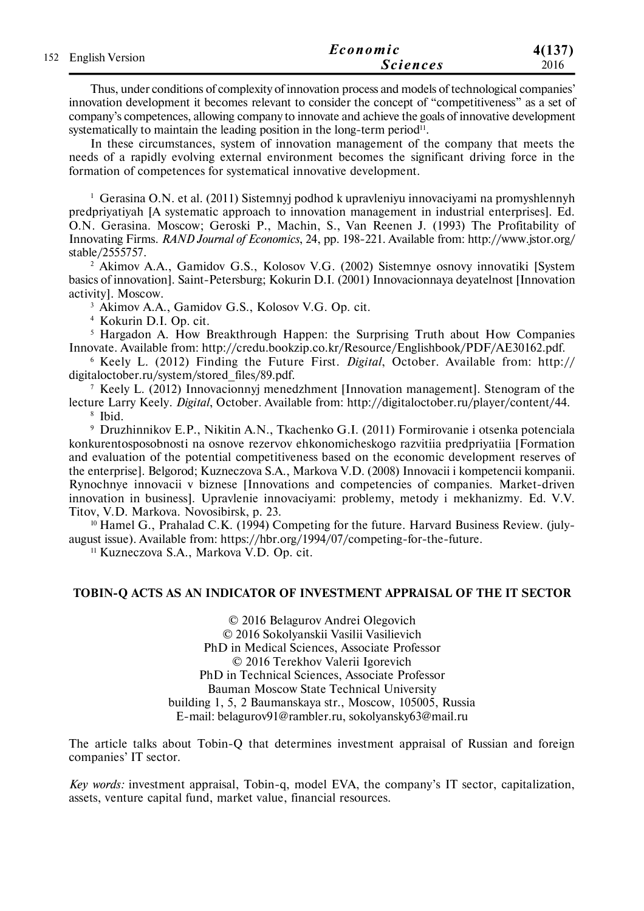Thus, under conditions of complexity of innovation process and models of technological companies' innovation development it becomes relevant to consider the concept of "competitiveness" as a set of company's competences, allowing company to innovate and achieve the goals of innovative development systematically to maintain the leading position in the long-term period[11].

In these circumstances, system of innovation management of the company that meets the needs of a rapidly evolving external environment becomes the significant driving force in the formation of competences for systematical innovative development.

[1] Gerasina O.N. et al. (2011) Sistemnyj podhod k upravleniyu innovaciyami na promyshlennyh predpriyatiyah [A systematic approach to innovation management in industrial enterprises]. Ed. O.N. Gerasina. Moscow; Geroski P., Machin, S., Van Reenen J. (1993) The Profitability of Innovating Firms. *RAND Journal of Economics*, 24, pp. 198-221. Available from: http://www.jstor.org/stable/2555757.

[2] Akimov A.A., Gamidov G.S., Kolosov V.G. (2002) Sistemnye osnovy innovatiki [System basics of innovation]. Saint-Petersburg; Kokurin D.I. (2001) Innovacionnaya deyatelnost [Innovation activity]. Moscow.

[3] Akimov A.A., Gamidov G.S., Kolosov V.G. Op. cit.

[4] Kokurin D.I. Op. cit.

[5] Hargadon A. How Breakthrough Happen: the Surprising Truth about How Companies Innovate. Available from: http://credu.bookzip.co.kr/Resource/Englishbook/PDF/AE30162.pdf.

[6] Keely L. (2012) Finding the Future First. *Digital*, October. Available from: http://digitaloctober.ru/system/stored_files/89.pdf.

[7] Keely L. (2012) Innovacionnyj menedzhment [Innovation management]. Stenogram of the lecture Larry Keely. *Digital*, October. Available from: http://digitaloctober.ru/player/content/44.

[8] Ibid.

[9] Druzhinnikov E.P., Nikitin A.N., Tkachenko G.I. (2011) Formirovanie i otsenka potenciala konkurentosposobnosti na osnove rezervov ehkonomicheskogo razvitiia predpriyatiia [Formation and evaluation of the potential competitiveness based on the economic development reserves of the enterprise]. Belgorod; Kuzneczova S.A., Markova V.D. (2008) Innovacii i kompetencii kompanii. Rynochnye innovacii v biznese [Innovations and competencies of companies. Market-driven innovation in business]. Upravlenie innovaciyami: problemy, metody i mekhanizmy. Ed. V.V. Titov, V.D. Markova. Novosibirsk, p. 23.

[10] Hamel G., Prahalad C.K. (1994) Competing for the future. Harvard Business Review. (july-august issue). Available from: https://hbr.org/1994/07/competing-for-the-future.

[11] Kuzneczova S.A., Markova V.D. Op. cit.

## TOBIN-Q ACTS AS AN INDICATOR OF INVESTMENT APPRAISAL OF THE IT SECTOR

© 2016 Belagurov Andrei Olegovich
© 2016 Sokolyanskii Vasilii Vasilievich
PhD in Medical Sciences, Associate Professor
© 2016 Terekhov Valerii Igorevich
PhD in Technical Sciences, Associate Professor
Bauman Moscow State Technical University
building 1, 5, 2 Baumanskaya str., Moscow, 105005, Russia
E-mail: belagurov91@rambler.ru, sokolyansky63@mail.ru

The article talks about Tobin-Q that determines investment appraisal of Russian and foreign companies' IT sector.

*Key words:* investment appraisal, Tobin-q, model EVA, the company's IT sector, capitalization, assets, venture capital fund, market value, financial resources.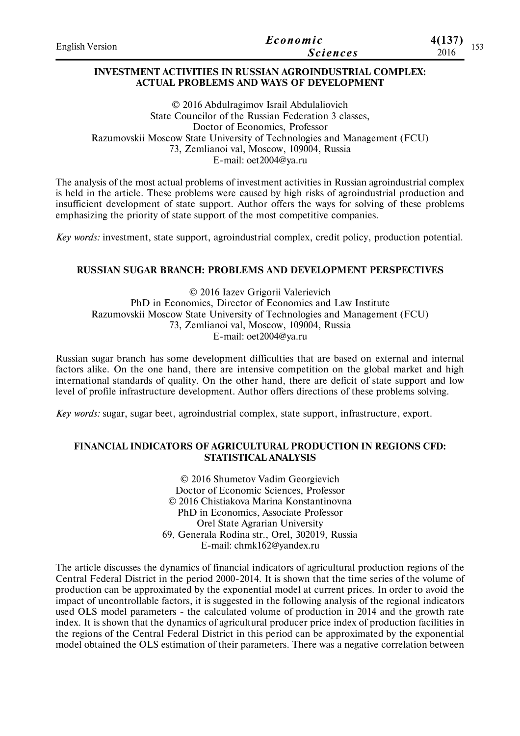## INVESTMENT ACTIVITIES IN RUSSIAN AGROINDUSTRIAL COMPLEX: ACTUAL PROBLEMS AND WAYS OF DEVELOPMENT

© 2016 Abdulragimov Israil Abdulaliovich
State Councilor of the Russian Federation 3 classes,
Doctor of Economics, Professor
Razumovskii Moscow State University of Technologies and Management (FCU)
73, Zemlianoi val, Moscow, 109004, Russia
E-mail: oet2004@ya.ru

The analysis of the most actual problems of investment activities in Russian agroindustrial complex is held in the article. These problems were caused by high risks of agroindustrial production and insufficient development of state support. Author offers the ways for solving of these problems emphasizing the priority of state support of the most competitive companies.

*Key words:* investment, state support, agroindustrial complex, credit policy, production potential.

## RUSSIAN SUGAR BRANCH: PROBLEMS AND DEVELOPMENT PERSPECTIVES

© 2016 Iazev Grigorii Valerievich
PhD in Economics, Director of Economics and Law Institute
Razumovskii Moscow State University of Technologies and Management (FCU)
73, Zemlianoi val, Moscow, 109004, Russia
E-mail: oet2004@ya.ru

Russian sugar branch has some development difficulties that are based on external and internal factors alike. On the one hand, there are intensive competition on the global market and high international standards of quality. On the other hand, there are deficit of state support and low level of profile infrastructure development. Author offers directions of these problems solving.

*Key words:* sugar, sugar beet, agroindustrial complex, state support, infrastructure, export.

## FINANCIAL INDICATORS OF AGRICULTURAL PRODUCTION IN REGIONS CFD: STATISTICAL ANALYSIS

© 2016 Shumetov Vadim Georgievich
Doctor of Economic Sciences, Professor
© 2016 Chistiakova Marina Konstantinovna
PhD in Economics, Associate Professor
Orel State Agrarian University
69, Generala Rodina str., Orel, 302019, Russia
E-mail: chmk162@yandex.ru

The article discusses the dynamics of financial indicators of agricultural production regions of the Central Federal District in the period 2000-2014. It is shown that the time series of the volume of production can be approximated by the exponential model at current prices. In order to avoid the impact of uncontrollable factors, it is suggested in the following analysis of the regional indicators used OLS model parameters - the calculated volume of production in 2014 and the growth rate index. It is shown that the dynamics of agricultural producer price index of production facilities in the regions of the Central Federal District in this period can be approximated by the exponential model obtained the OLS estimation of their parameters. There was a negative correlation between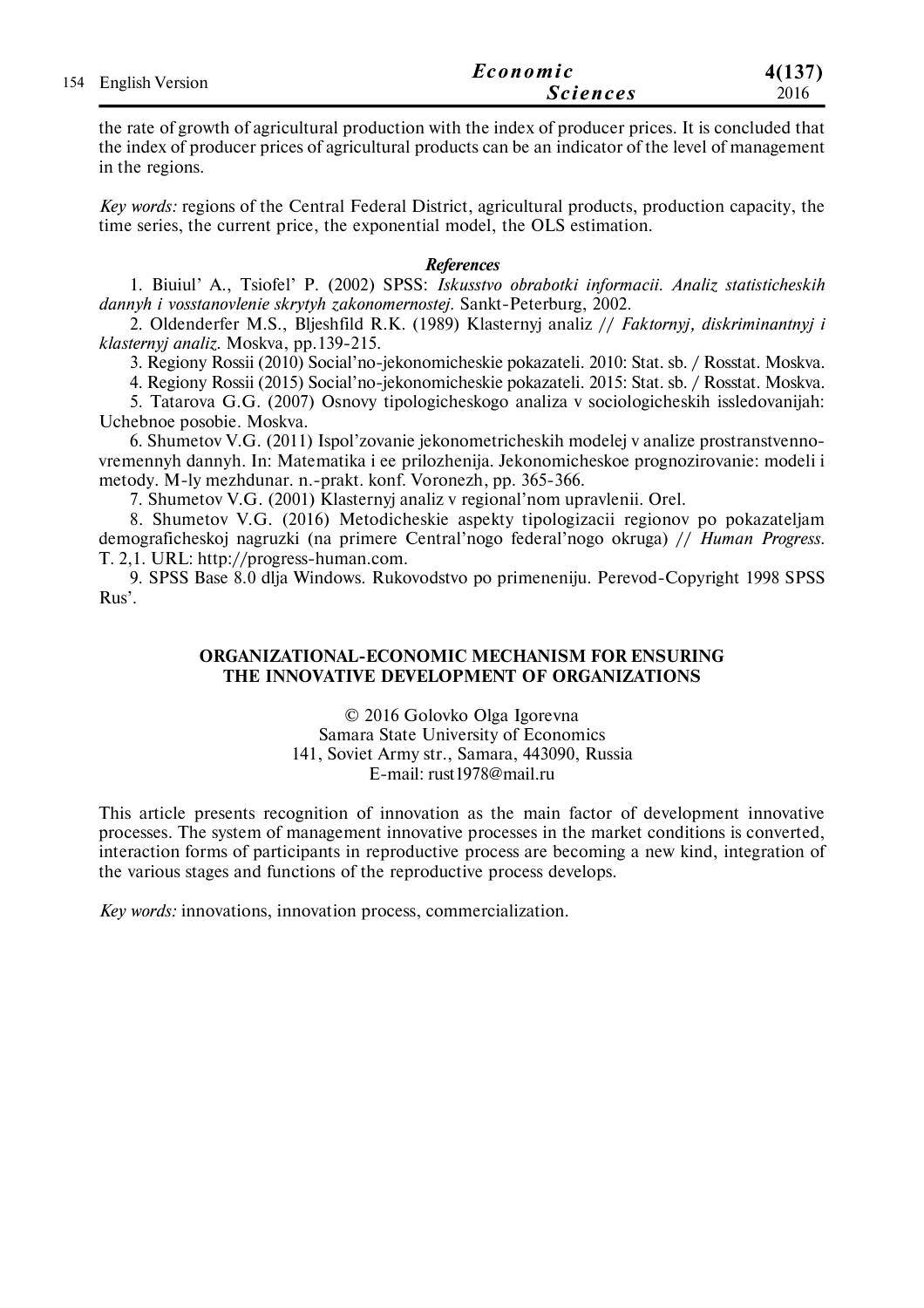the rate of growth of agricultural production with the index of producer prices. It is concluded that the index of producer prices of agricultural products can be an indicator of the level of management in the regions.

*Key words:* regions of the Central Federal District, agricultural products, production capacity, the time series, the current price, the exponential model, the OLS estimation.

***References***

1. Biuiul' A., Tsiofel' P. (2002) SPSS: *Iskusstvo obrabotki informacii. Analiz statisticheskih dannyh i vosstanovlenie skrytyh zakonomernostej.* Sankt-Peterburg, 2002.
2. Oldenderfer M.S., Bljeshfild R.K. (1989) Klasternyj analiz // *Faktornyj, diskriminantnyj i klasternyj analiz.* Moskva, pp.139-215.
3. Regiony Rossii (2010) Social'no-jekonomicheskie pokazateli. 2010: Stat. sb. / Rosstat. Moskva.
4. Regiony Rossii (2015) Social'no-jekonomicheskie pokazateli. 2015: Stat. sb. / Rosstat. Moskva.
5. Tatarova G.G. (2007) Osnovy tipologicheskogo analiza v sociologicheskih issledovanijah: Uchebnoe posobie. Moskva.
6. Shumetov V.G. (2011) Ispol'zovanie jekonometricheskih modelej v analize prostranstvenno-vremennyh dannyh. In: Matematika i ee prilozhenija. Jekonomicheskoe prognozirovanie: modeli i metody. M-ly mezhdunar. n.-prakt. konf. Voronezh, pp. 365-366.
7. Shumetov V.G. (2001) Klasternyj analiz v regional'nom upravlenii. Orel.
8. Shumetov V.G. (2016) Metodicheskie aspekty tipologizacii regionov po pokazateljam demograficheskoj nagruzki (na primere Central'nogo federal'nogo okruga) // *Human Progress.* T. 2,1. URL: http://progress-human.com.
9. SPSS Base 8.0 dlja Windows. Rukovodstvo po primeneniju. Perevod-Copyright 1998 SPSS Rus'.

## ORGANIZATIONAL-ECONOMIC MECHANISM FOR ENSURING THE INNOVATIVE DEVELOPMENT OF ORGANIZATIONS

© 2016 Golovko Olga Igorevna
Samara State University of Economics
141, Soviet Army str., Samara, 443090, Russia
E-mail: rust1978@mail.ru

This article presents recognition of innovation as the main factor of development innovative processes. The system of management innovative processes in the market conditions is converted, interaction forms of participants in reproductive process are becoming a new kind, integration of the various stages and functions of the reproductive process develops.

*Key words:* innovations, innovation process, commercialization.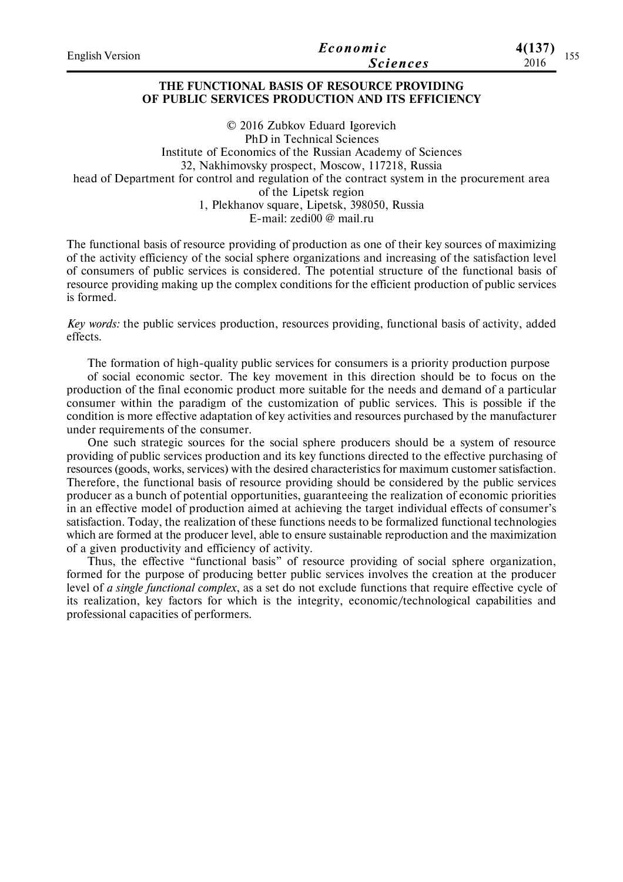# THE FUNCTIONAL BASIS OF RESOURCE PROVIDING OF PUBLIC SERVICES PRODUCTION AND ITS EFFICIENCY

© 2016 Zubkov Eduard Igorevich
PhD in Technical Sciences
Institute of Economics of the Russian Academy of Sciences
32, Nakhimovsky prospect, Moscow, 117218, Russia
head of Department for control and regulation of the contract system in the procurement area of the Lipetsk region
1, Plekhanov square, Lipetsk, 398050, Russia
E-mail: zedi00 @ mail.ru

The functional basis of resource providing of production as one of their key sources of maximizing of the activity efficiency of the social sphere organizations and increasing of the satisfaction level of consumers of public services is considered. The potential structure of the functional basis of resource providing making up the complex conditions for the efficient production of public services is formed.

*Key words:* the public services production, resources providing, functional basis of activity, added effects.

The formation of high-quality public services for consumers is a priority production purpose of social economic sector. The key movement in this direction should be to focus on the production of the final economic product more suitable for the needs and demand of a particular consumer within the paradigm of the customization of public services. This is possible if the condition is more effective adaptation of key activities and resources purchased by the manufacturer under requirements of the consumer.

One such strategic sources for the social sphere producers should be a system of resource providing of public services production and its key functions directed to the effective purchasing of resources (goods, works, services) with the desired characteristics for maximum customer satisfaction. Therefore, the functional basis of resource providing should be considered by the public services producer as a bunch of potential opportunities, guaranteeing the realization of economic priorities in an effective model of production aimed at achieving the target individual effects of consumer's satisfaction. Today, the realization of these functions needs to be formalized functional technologies which are formed at the producer level, able to ensure sustainable reproduction and the maximization of a given productivity and efficiency of activity.

Thus, the effective "functional basis" of resource providing of social sphere organization, formed for the purpose of producing better public services involves the creation at the producer level of *a single functional complex*, as a set do not exclude functions that require effective cycle of its realization, key factors for which is the integrity, economic/technological capabilities and professional capacities of performers.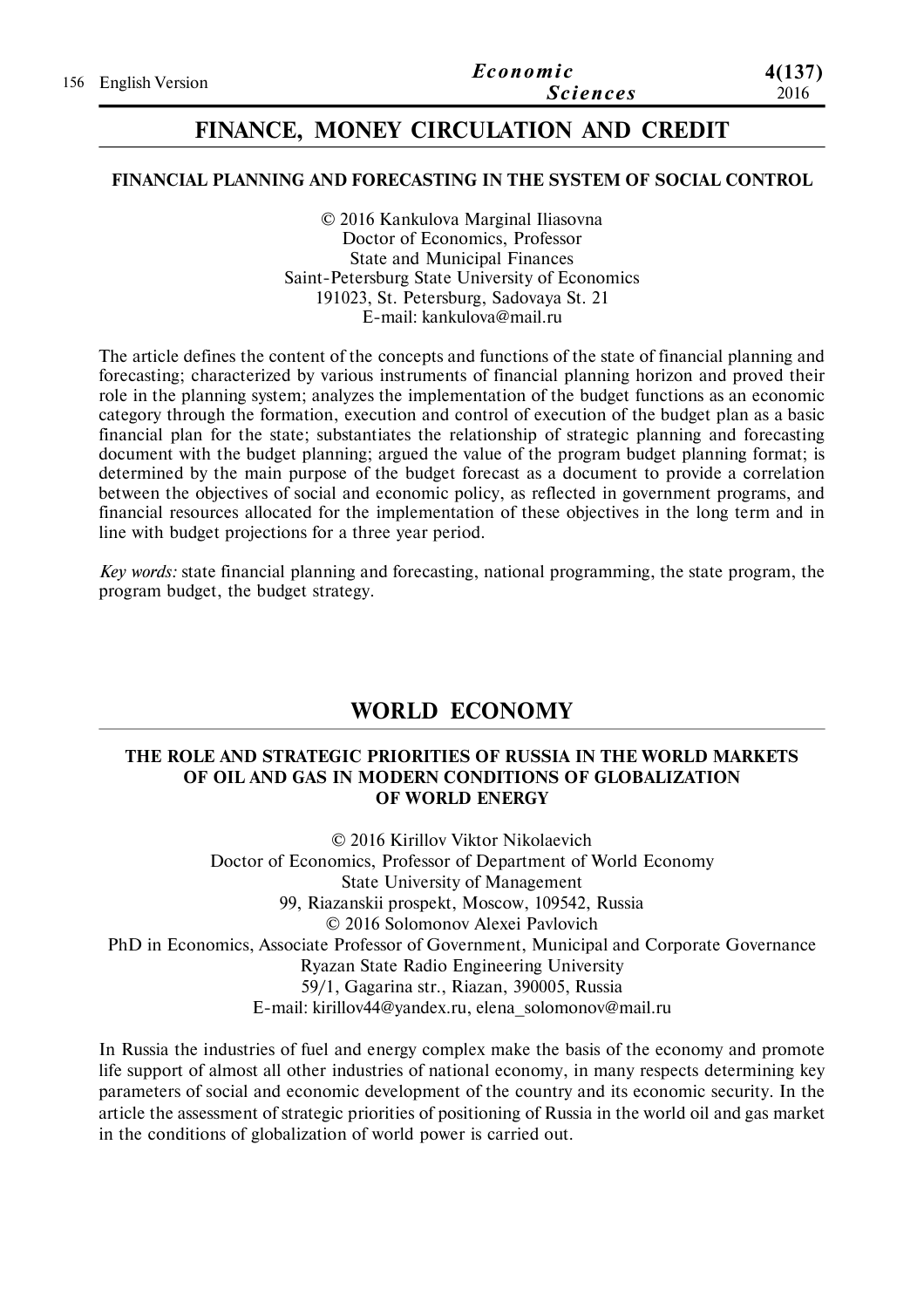## FINANCE, MONEY CIRCULATION AND CREDIT

### FINANCIAL PLANNING AND FORECASTING IN THE SYSTEM OF SOCIAL CONTROL

© 2016 Kankulova Marginal Iliasovna
Doctor of Economics, Professor
State and Municipal Finances
Saint-Petersburg State University of Economics
191023, St. Petersburg, Sadovaya St. 21
E-mail: kankulova@mail.ru

The article defines the content of the concepts and functions of the state of financial planning and forecasting; characterized by various instruments of financial planning horizon and proved their role in the planning system; analyzes the implementation of the budget functions as an economic category through the formation, execution and control of execution of the budget plan as a basic financial plan for the state; substantiates the relationship of strategic planning and forecasting document with the budget planning; argued the value of the program budget planning format; is determined by the main purpose of the budget forecast as a document to provide a correlation between the objectives of social and economic policy, as reflected in government programs, and financial resources allocated for the implementation of these objectives in the long term and in line with budget projections for a three year period.

*Key words:* state financial planning and forecasting, national programming, the state program, the program budget, the budget strategy.

## WORLD ECONOMY

### THE ROLE AND STRATEGIC PRIORITIES OF RUSSIA IN THE WORLD MARKETS OF OIL AND GAS IN MODERN CONDITIONS OF GLOBALIZATION OF WORLD ENERGY

© 2016 Kirillov Viktor Nikolaevich
Doctor of Economics, Professor of Department of World Economy
State University of Management
99, Riazanskii prospekt, Moscow, 109542, Russia
© 2016 Solomonov Alexei Pavlovich
PhD in Economics, Associate Professor of Government, Municipal and Corporate Governance
Ryazan State Radio Engineering University
59/1, Gagarina str., Riazan, 390005, Russia
E-mail: kirillov44@yandex.ru, elena_solomonov@mail.ru

In Russia the industries of fuel and energy complex make the basis of the economy and promote life support of almost all other industries of national economy, in many respects determining key parameters of social and economic development of the country and its economic security. In the article the assessment of strategic priorities of positioning of Russia in the world oil and gas market in the conditions of globalization of world power is carried out.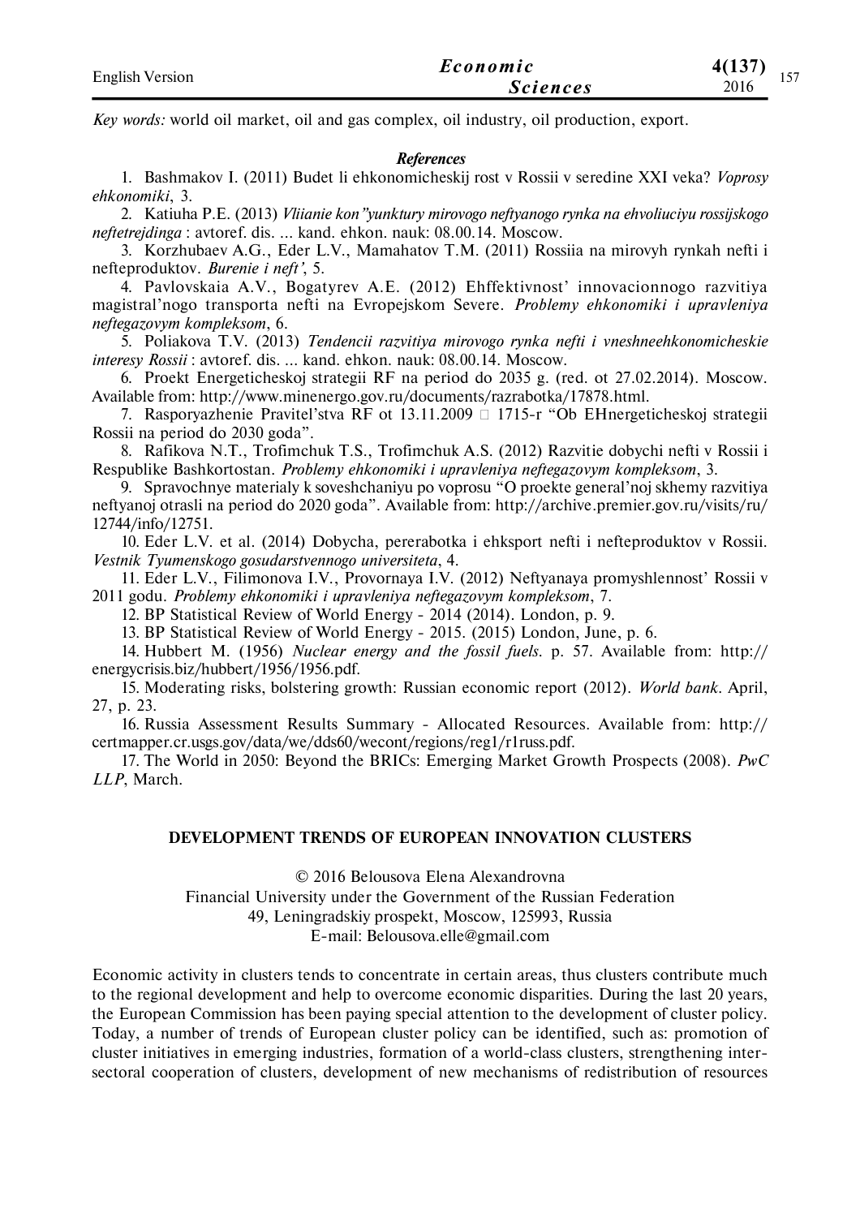*Key words:* world oil market, oil and gas complex, oil industry, oil production, export.

***References***

1. Bashmakov I. (2011) Budet li ehkonomicheskij rost v Rossii v seredine XXI veka? *Voprosy ehkonomiki*, 3.
2. Katiuha P.E. (2013) *Vliianie kon"yunktury mirovogo neftyanogo rynka na ehvoliuciyu rossijskogo neftetrejdinga* : avtoref. dis. ... kand. ehkon. nauk: 08.00.14. Moscow.
3. Korzhubaev A.G., Eder L.V., Mamahatov T.M. (2011) Rossiia na mirovyh rynkah nefti i nefteproduktov. *Burenie i neft'*, 5.
4. Pavlovskaia A.V., Bogatyrev A.E. (2012) Ehffektivnost' innovacionnogo razvitiya magistral'nogo transporta nefti na Evropejskom Severe. *Problemy ehkonomiki i upravleniya neftegazovym kompleksom*, 6.
5. Poliakova T.V. (2013) *Tendencii razvitiya mirovogo rynka nefti i vneshneehkonomicheskie interesy Rossii* : avtoref. dis. ... kand. ehkon. nauk: 08.00.14. Moscow.
6. Proekt Energeticheskoj strategii RF na period do 2035 g. (red. ot 27.02.2014). Moscow. Available from: http://www.minenergo.gov.ru/documents/razrabotka/17878.html.
7. Rasporyazhenie Pravitel'stva RF ot 13.11.2009 □ 1715-r "Ob EHnergeticheskoj strategii Rossii na period do 2030 goda".
8. Rafikova N.T., Trofimchuk T.S., Trofimchuk A.S. (2012) Razvitie dobychi nefti v Rossii i Respublike Bashkortostan. *Problemy ehkonomiki i upravleniya neftegazovym kompleksom*, 3.
9. Spravochnye materialy k soveshchaniyu po voprosu "O proekte general'noj skhemy razvitiya neftyanoj otrasli na period do 2020 goda". Available from: http://archive.premier.gov.ru/visits/ru/12744/info/12751.
10. Eder L.V. et al. (2014) Dobycha, pererabotka i ehksport nefti i nefteproduktov v Rossii. *Vestnik Tyumenskogo gosudarstvennogo universiteta*, 4.
11. Eder L.V., Filimonova I.V., Provornaya I.V. (2012) Neftyanaya promyshlennost' Rossii v 2011 godu. *Problemy ehkonomiki i upravleniya neftegazovym kompleksom*, 7.
12. BP Statistical Review of World Energy - 2014 (2014). London, p. 9.
13. BP Statistical Review of World Energy - 2015. (2015) London, June, p. 6.
14. Hubbert M. (1956) *Nuclear energy and the fossil fuels*. p. 57. Available from: http://energycrisis.biz/hubbert/1956/1956.pdf.
15. Moderating risks, bolstering growth: Russian economic report (2012). *World bank*. April, 27, p. 23.
16. Russia Assessment Results Summary - Allocated Resources. Available from: http://certmapper.cr.usgs.gov/data/we/dds60/wecont/regions/reg1/r1russ.pdf.
17. The World in 2050: Beyond the BRICs: Emerging Market Growth Prospects (2008). *PwC LLP*, March.

## DEVELOPMENT TRENDS OF EUROPEAN INNOVATION CLUSTERS

© 2016 Belousova Elena Alexandrovna
Financial University under the Government of the Russian Federation
49, Leningradskiy prospekt, Moscow, 125993, Russia
E-mail: Belousova.elle@gmail.com

Economic activity in clusters tends to concentrate in certain areas, thus clusters contribute much to the regional development and help to overcome economic disparities. During the last 20 years, the European Commission has been paying special attention to the development of cluster policy. Today, a number of trends of European cluster policy can be identified, such as: promotion of cluster initiatives in emerging industries, formation of a world-class clusters, strengthening inter-sectoral cooperation of clusters, development of new mechanisms of redistribution of resources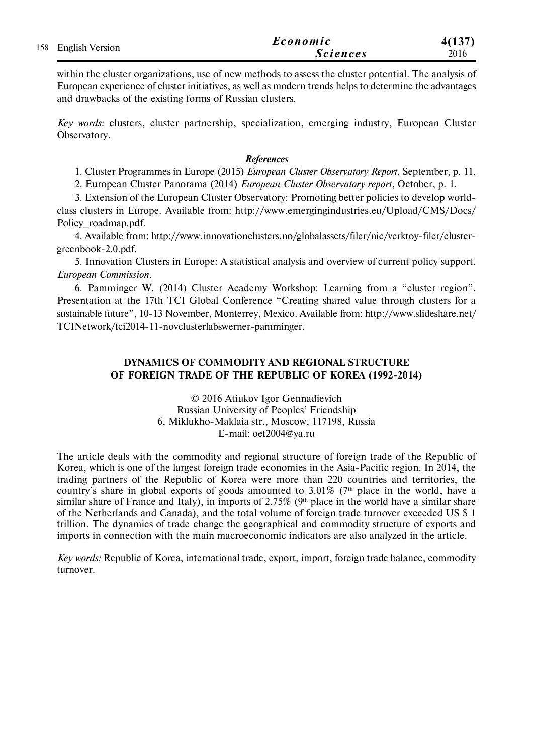within the cluster organizations, use of new methods to assess the cluster potential. The analysis of European experience of cluster initiatives, as well as modern trends helps to determine the advantages and drawbacks of the existing forms of Russian clusters.

*Key words:* clusters, cluster partnership, specialization, emerging industry, European Cluster Observatory.

***References***

1. Cluster Programmes in Europe (2015) *European Cluster Observatory Report*, September, p. 11.
2. European Cluster Panorama (2014) *European Cluster Observatory report*, October, p. 1.
3. Extension of the European Cluster Observatory: Promoting better policies to develop world-class clusters in Europe. Available from: http://www.emergingindustries.eu/Upload/CMS/Docs/Policy_roadmap.pdf.
4. Available from: http://www.innovationclusters.no/globalassets/filer/nic/verktoy-filer/cluster-greenbook-2.0.pdf.
5. Innovation Clusters in Europe: A statistical analysis and overview of current policy support. *European Commission*.
6. Pamminger W. (2014) Cluster Academy Workshop: Learning from a "cluster region". Presentation at the 17th TCI Global Conference "Creating shared value through clusters for a sustainable future", 10-13 November, Monterrey, Mexico. Available from: http://www.slideshare.net/TCINetwork/tci2014-11-novclusterlabswerner-pamminger.

## DYNAMICS OF COMMODITY AND REGIONAL STRUCTURE OF FOREIGN TRADE OF THE REPUBLIC OF KOREA (1992-2014)

© 2016 Atiukov Igor Gennadievich
Russian University of Peoples' Friendship
6, Miklukho-Maklaia str., Moscow, 117198, Russia
E-mail: oet2004@ya.ru

The article deals with the commodity and regional structure of foreign trade of the Republic of Korea, which is one of the largest foreign trade economies in the Asia-Pacific region. In 2014, the trading partners of the Republic of Korea were more than 220 countries and territories, the country's share in global exports of goods amounted to 3.01% (7th place in the world, have a similar share of France and Italy), in imports of 2.75% (9th place in the world have a similar share of the Netherlands and Canada), and the total volume of foreign trade turnover exceeded US $ 1 trillion. The dynamics of trade change the geographical and commodity structure of exports and imports in connection with the main macroeconomic indicators are also analyzed in the article.

*Key words:* Republic of Korea, international trade, export, import, foreign trade balance, commodity turnover.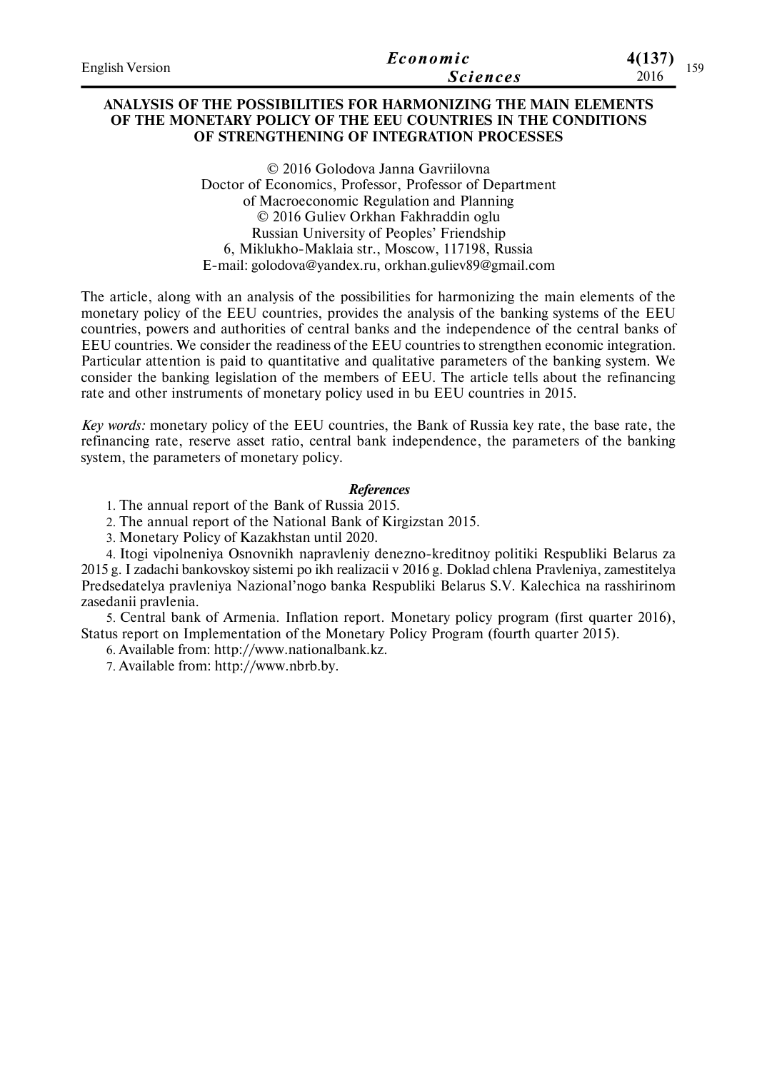## ANALYSIS OF THE POSSIBILITIES FOR HARMONIZING THE MAIN ELEMENTS OF THE MONETARY POLICY OF THE EEU COUNTRIES IN THE CONDITIONS OF STRENGTHENING OF INTEGRATION PROCESSES

© 2016 Golodova Janna Gavriilovna
Doctor of Economics, Professor, Professor of Department
of Macroeconomic Regulation and Planning
© 2016 Guliev Orkhan Fakhraddin oglu
Russian University of Peoples' Friendship
6, Miklukho-Maklaia str., Moscow, 117198, Russia
E-mail: golodova@yandex.ru, orkhan.guliev89@gmail.com

The article, along with an analysis of the possibilities for harmonizing the main elements of the monetary policy of the EEU countries, provides the analysis of the banking systems of the EEU countries, powers and authorities of central banks and the independence of the central banks of EEU countries. We consider the readiness of the EEU countries to strengthen economic integration. Particular attention is paid to quantitative and qualitative parameters of the banking system. We consider the banking legislation of the members of EEU. The article tells about the refinancing rate and other instruments of monetary policy used in bu EEU countries in 2015.

*Key words:* monetary policy of the EEU countries, the Bank of Russia key rate, the base rate, the refinancing rate, reserve asset ratio, central bank independence, the parameters of the banking system, the parameters of monetary policy.

### *References*

1. The annual report of the Bank of Russia 2015.
2. The annual report of the National Bank of Kirgizstan 2015.
3. Monetary Policy of Kazakhstan until 2020.
4. Itogi vipolneniya Osnovnikh napravleniy denezno-kreditnoy politiki Respubliki Belarus za 2015 g. I zadachi bankovskoy sistemi po ikh realizacii v 2016 g. Doklad chlena Pravleniya, zamestitelya Predsedatelya pravleniya Nazional'nogo banka Respubliki Belarus S.V. Kalechica na rasshirinom zasedanii pravlenia.
5. Central bank of Armenia. Inflation report. Monetary policy program (first quarter 2016), Status report on Implementation of the Monetary Policy Program (fourth quarter 2015).
6. Available from: http://www.nationalbank.kz.
7. Available from: http://www.nbrb.by.